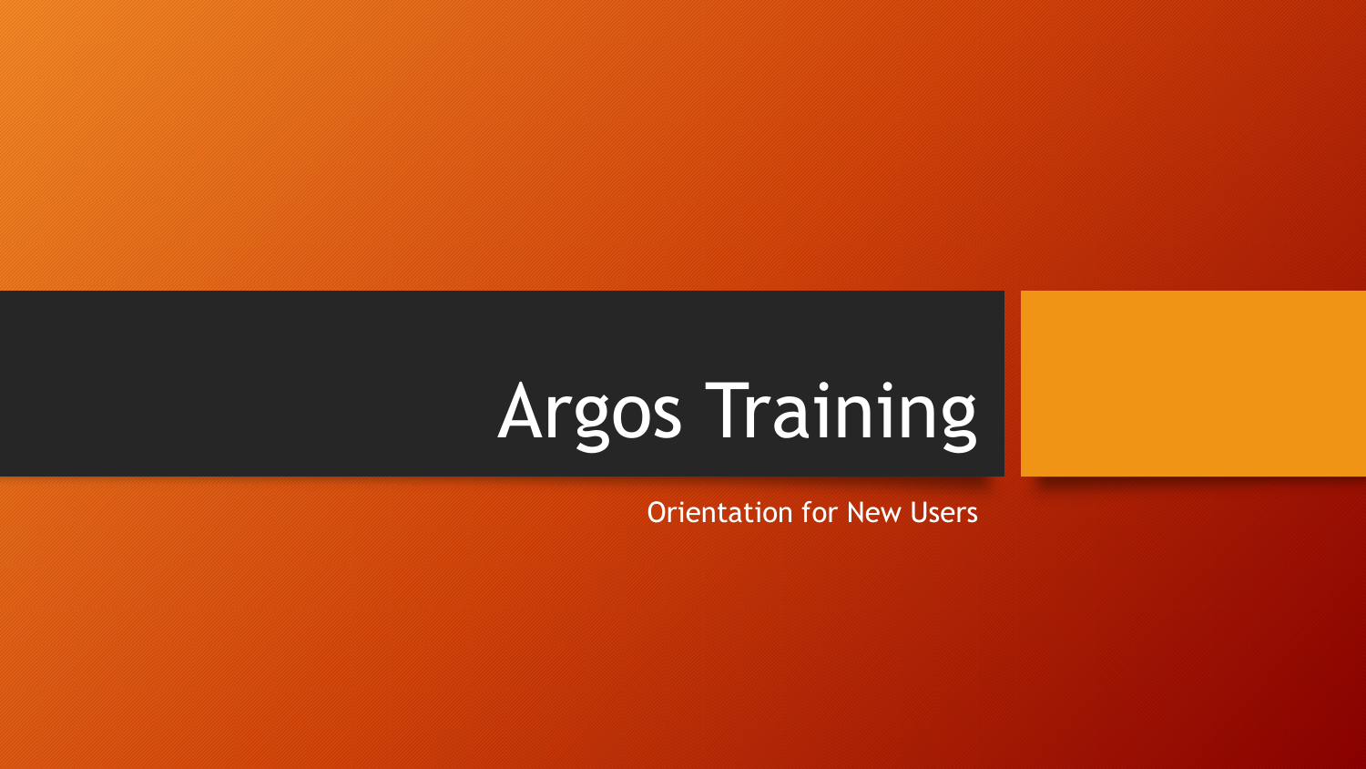# Argos Training

Orientation for New Users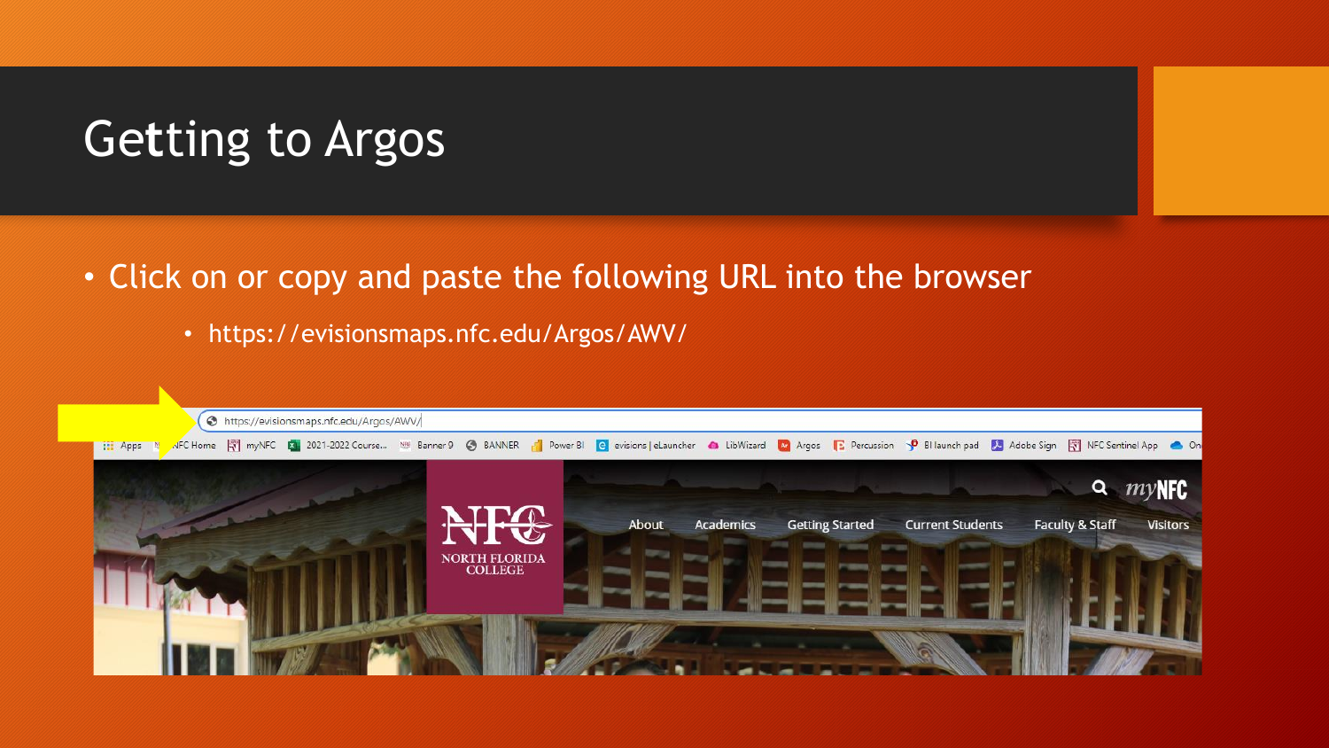# Getting to Argos

- Click on or copy and paste the following URL into the browser
  - https://evisionsmaps.nfc.edu/Argos/AWV/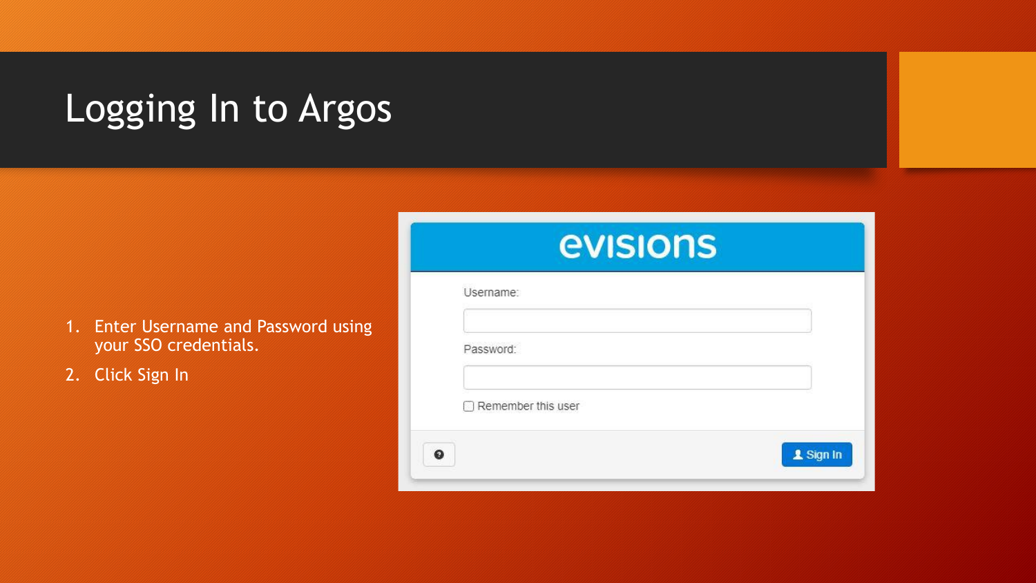# Logging In to Argos

1. Enter Username and Password using your SSO credentials.
2. Click Sign In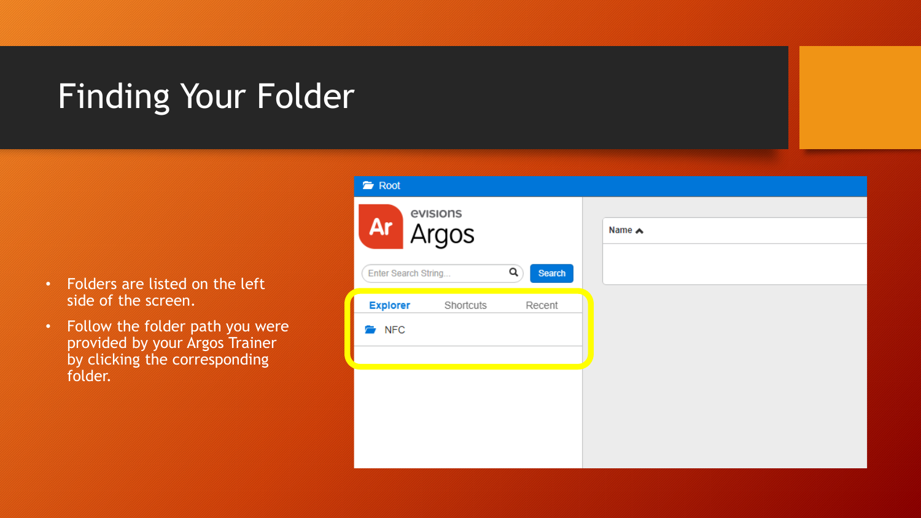# Finding Your Folder

- Folders are listed on the left side of the screen.
- Follow the folder path you were provided by your Argos Trainer by clicking the corresponding folder.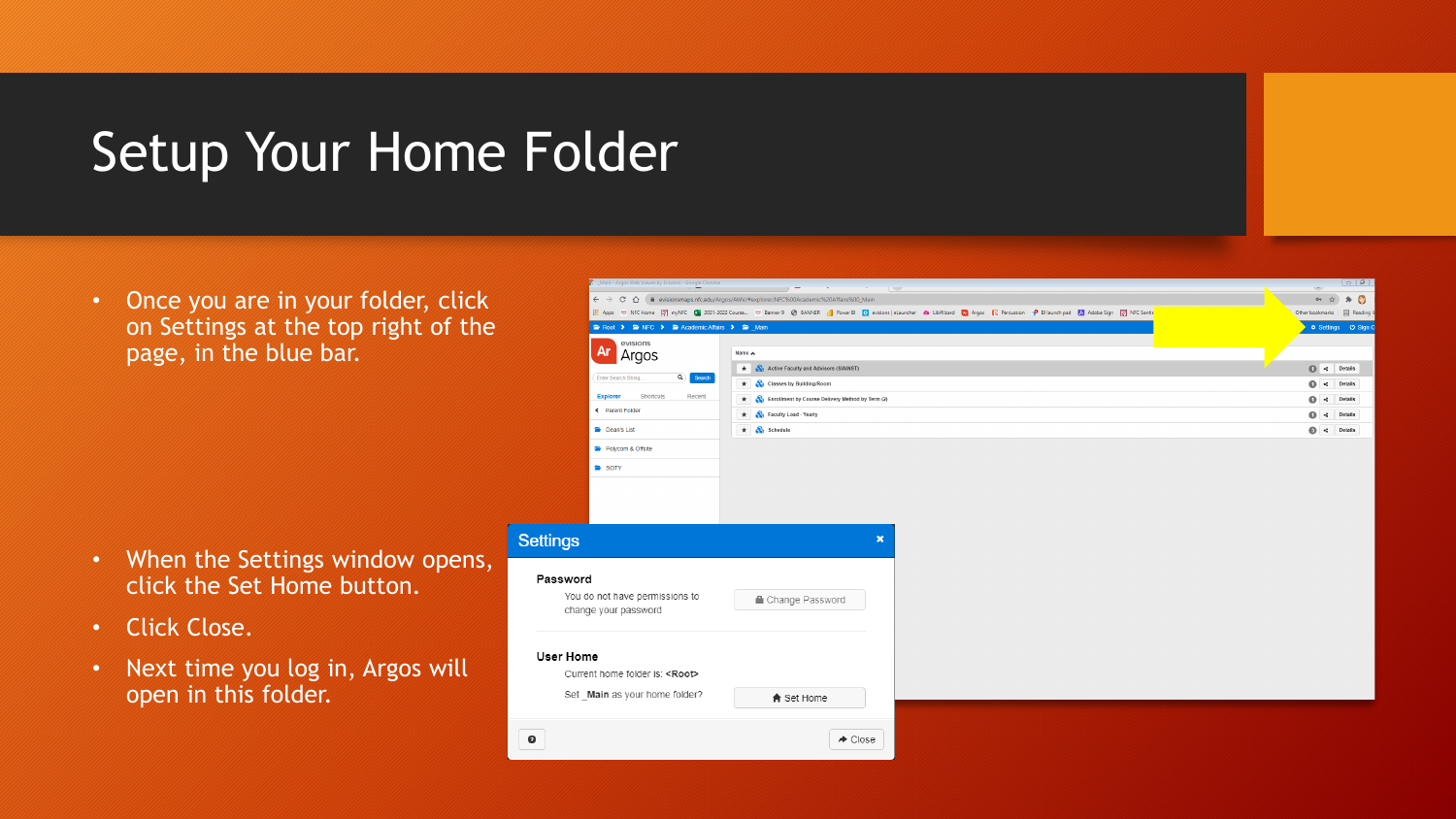# Setup Your Home Folder

- Once you are in your folder, click on Settings at the top right of the page, in the blue bar.
- When the Settings window opens, click the Set Home button.
- Click Close.
- Next time you log in, Argos will open in this folder.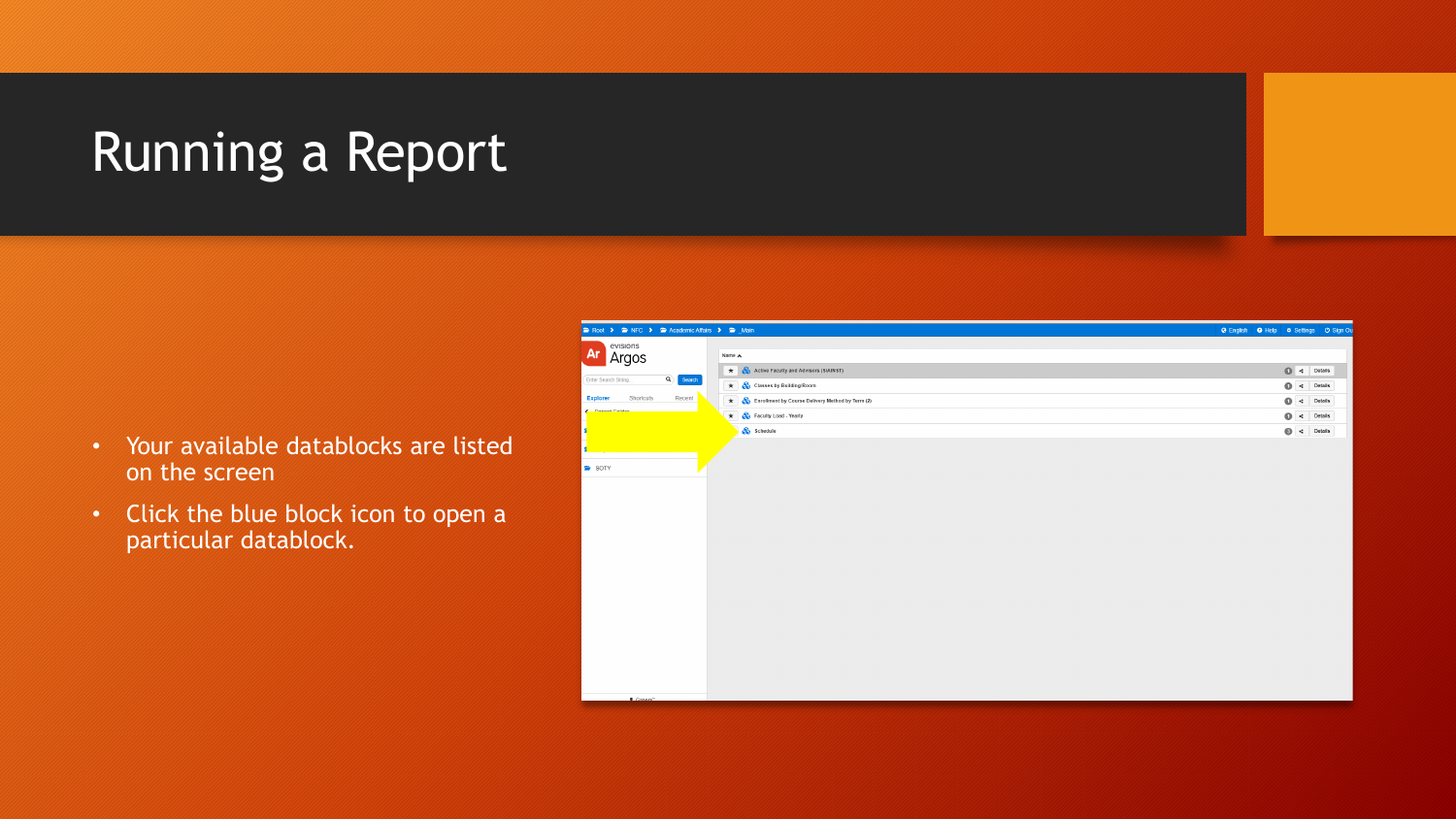# Running a Report

- Your available datablocks are listed on the screen
- Click the blue block icon to open a particular datablock.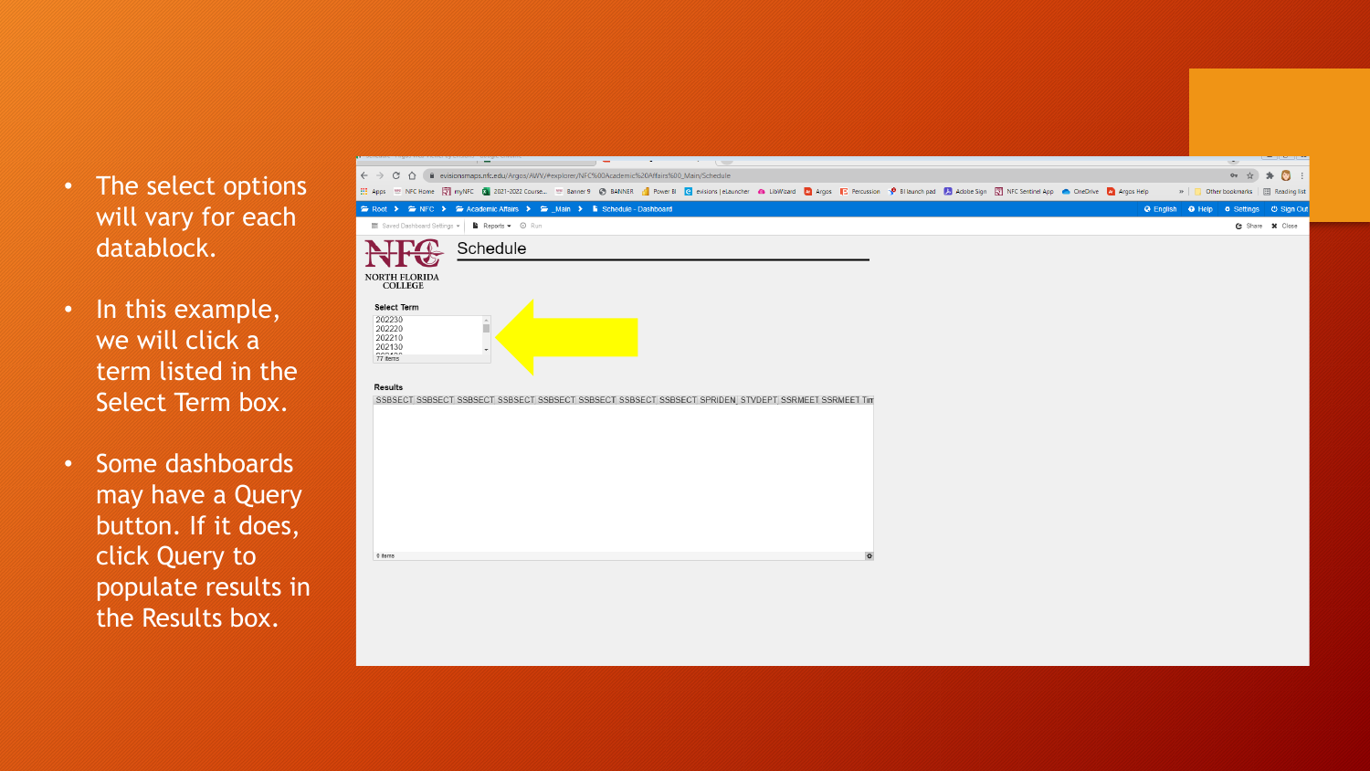- The select options will vary for each datablock.
- In this example, we will click a term listed in the Select Term box.
- Some dashboards may have a Query button. If it does, click Query to populate results in the Results box.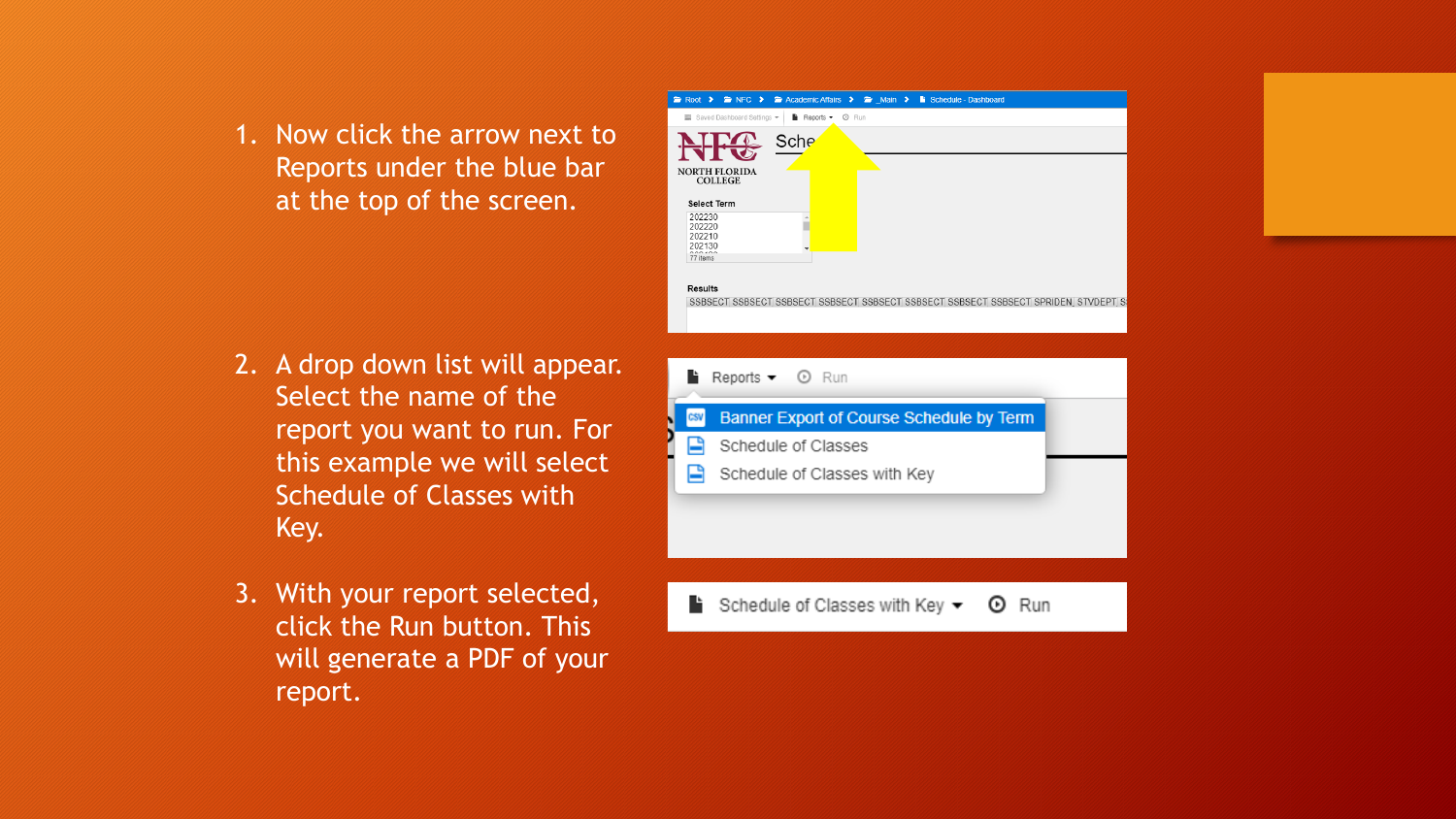1. Now click the arrow next to Reports under the blue bar at the top of the screen.

2. A drop down list will appear. Select the name of the report you want to run. For this example we will select Schedule of Classes with Key.

3. With your report selected, click the Run button. This will generate a PDF of your report.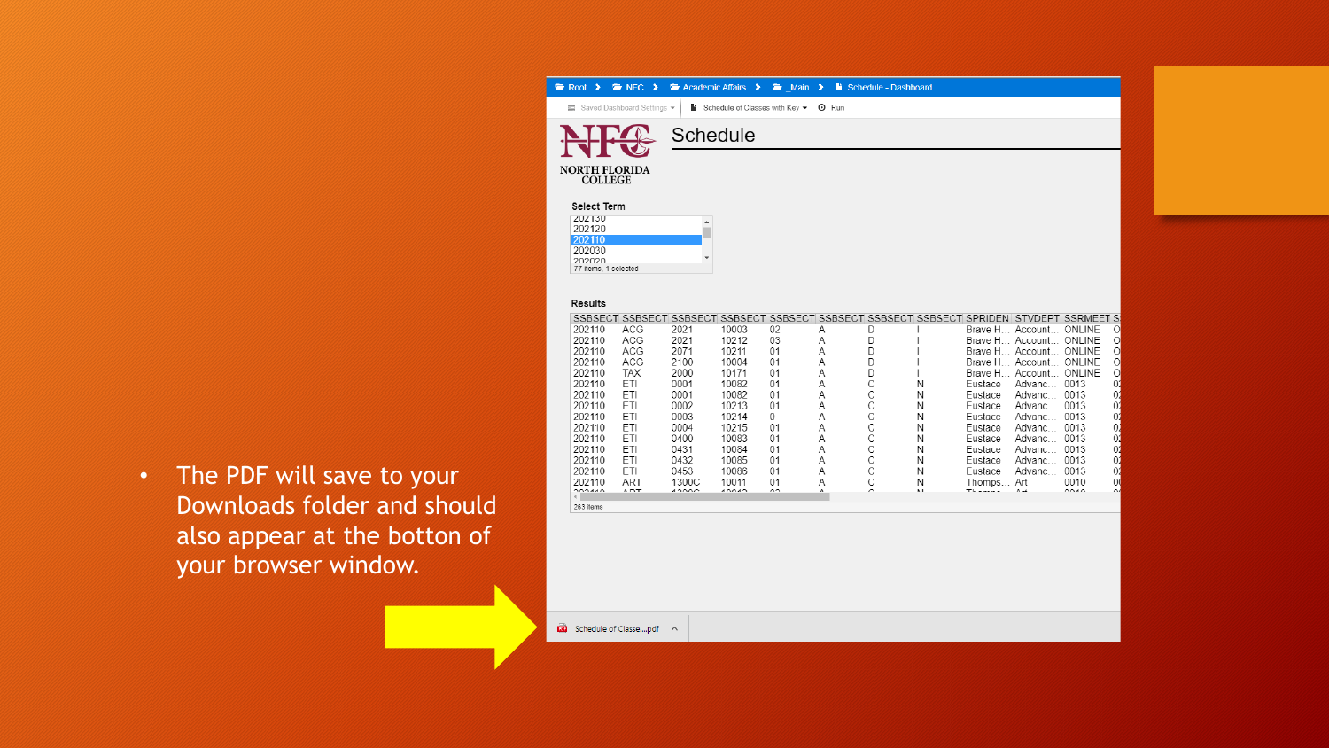- The PDF will save to your Downloads folder and should also appear at the botton of your browser window.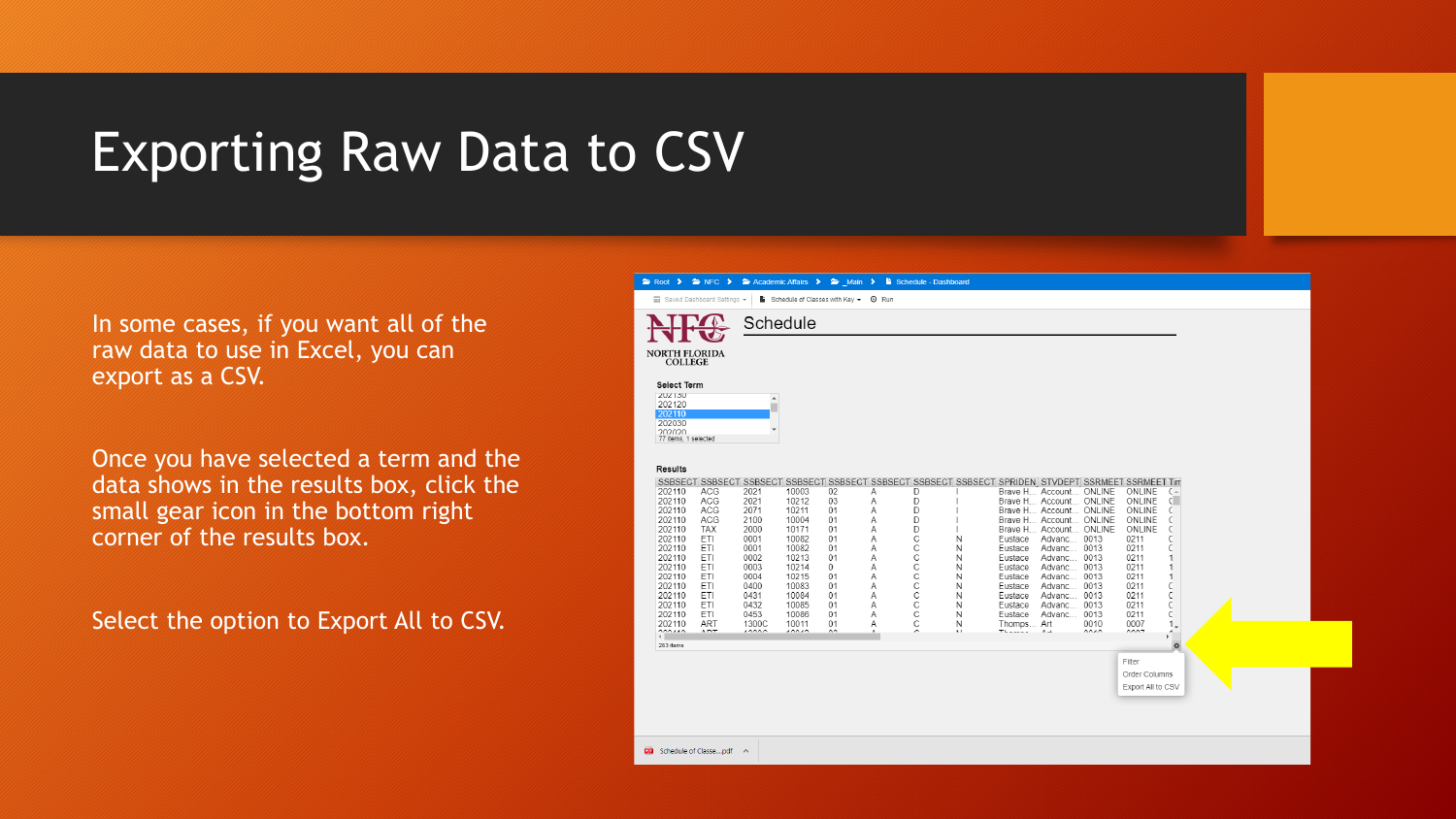# Exporting Raw Data to CSV

In some cases, if you want all of the raw data to use in Excel, you can export as a CSV.

Once you have selected a term and the data shows in the results box, click the small gear icon in the bottom right corner of the results box.

Select the option to Export All to CSV.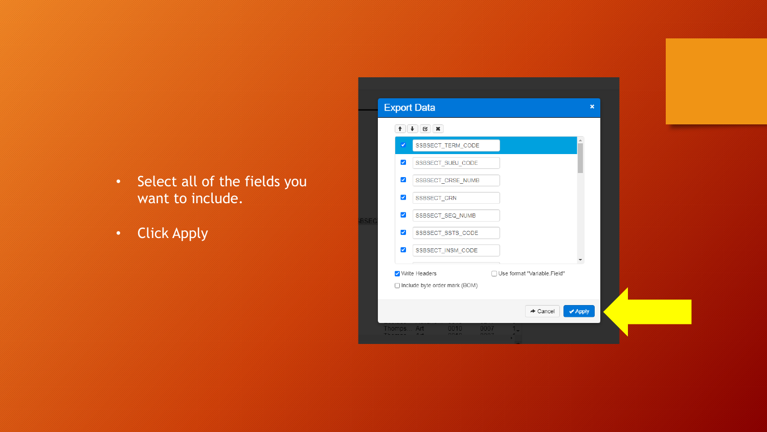- Select all of the fields you want to include.
- Click Apply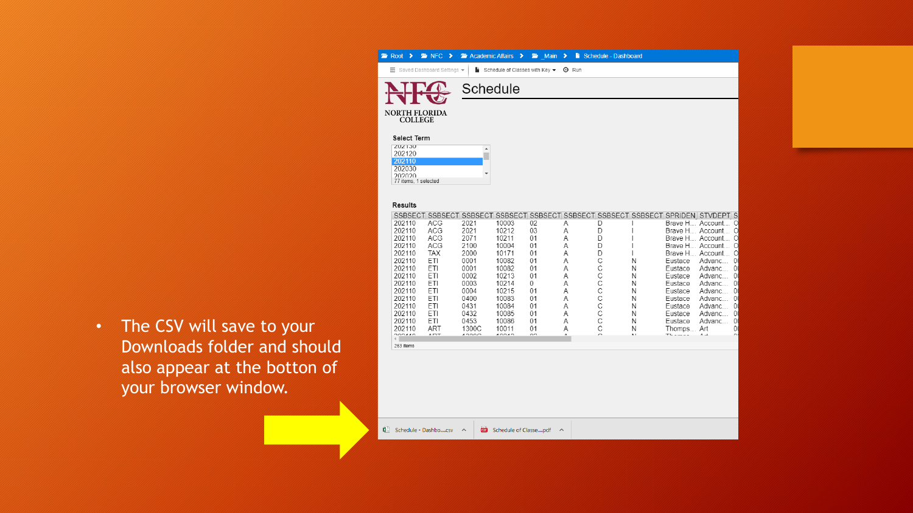- The CSV will save to your Downloads folder and should also appear at the botton of your browser window.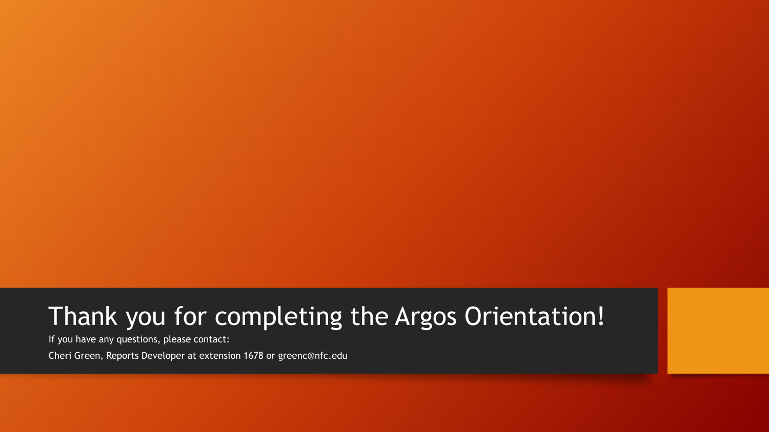# Thank you for completing the Argos Orientation!

If you have any questions, please contact:

Cheri Green, Reports Developer at extension 1678 or greenc@nfc.edu